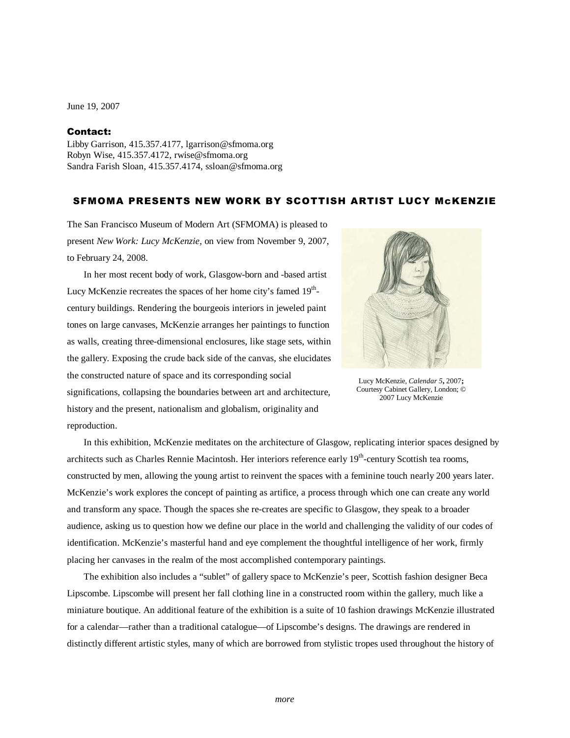June 19, 2007

**Contact:**
Libby Garrison, 415.357.4177, lgarrison@sfmoma.org
Robyn Wise, 415.357.4172, rwise@sfmoma.org
Sandra Farish Sloan, 415.357.4174, ssloan@sfmoma.org

## SFMOMA PRESENTS NEW WORK BY SCOTTISH ARTIST LUCY McKENZIE

The San Francisco Museum of Modern Art (SFMOMA) is pleased to present *New Work: Lucy McKenzie*, on view from November 9, 2007, to February 24, 2008.

In her most recent body of work, Glasgow-born and -based artist Lucy McKenzie recreates the spaces of her home city's famed 19th-century buildings. Rendering the bourgeois interiors in jeweled paint tones on large canvases, McKenzie arranges her paintings to function as walls, creating three-dimensional enclosures, like stage sets, within the gallery. Exposing the crude back side of the canvas, she elucidates the constructed nature of space and its corresponding social significations, collapsing the boundaries between art and architecture, history and the present, nationalism and globalism, originality and reproduction.

Lucy McKenzie, *Calendar 5*, 2007; Courtesy Cabinet Gallery, London; © 2007 Lucy McKenzie

In this exhibition, McKenzie meditates on the architecture of Glasgow, replicating interior spaces designed by architects such as Charles Rennie Macintosh. Her interiors reference early 19th-century Scottish tea rooms, constructed by men, allowing the young artist to reinvent the spaces with a feminine touch nearly 200 years later. McKenzie's work explores the concept of painting as artifice, a process through which one can create any world and transform any space. Though the spaces she re-creates are specific to Glasgow, they speak to a broader audience, asking us to question how we define our place in the world and challenging the validity of our codes of identification. McKenzie's masterful hand and eye complement the thoughtful intelligence of her work, firmly placing her canvases in the realm of the most accomplished contemporary paintings.

The exhibition also includes a "sublet" of gallery space to McKenzie's peer, Scottish fashion designer Beca Lipscombe. Lipscombe will present her fall clothing line in a constructed room within the gallery, much like a miniature boutique. An additional feature of the exhibition is a suite of 10 fashion drawings McKenzie illustrated for a calendar—rather than a traditional catalogue—of Lipscombe's designs. The drawings are rendered in distinctly different artistic styles, many of which are borrowed from stylistic tropes used throughout the history of

*more*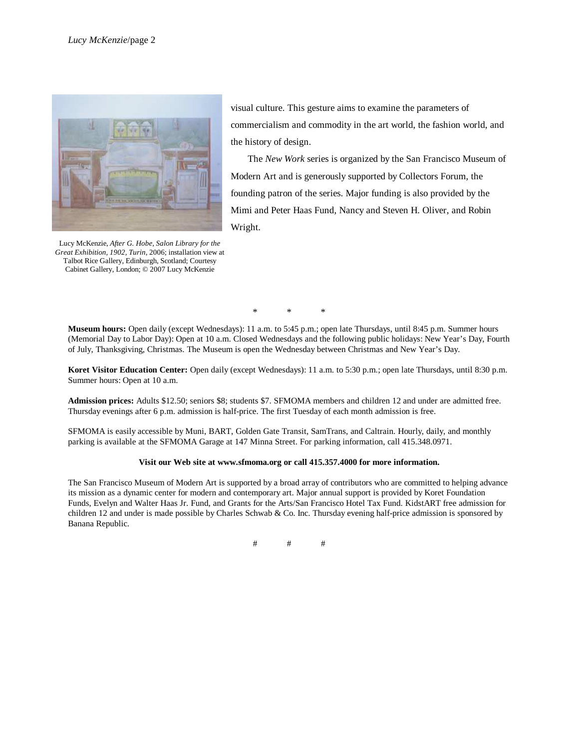visual culture. This gesture aims to examine the parameters of commercialism and commodity in the art world, the fashion world, and the history of design.

The *New Work* series is organized by the San Francisco Museum of Modern Art and is generously supported by Collectors Forum, the founding patron of the series. Major funding is also provided by the Mimi and Peter Haas Fund, Nancy and Steven H. Oliver, and Robin Wright.

Lucy McKenzie, *After G. Hobe, Salon Library for the Great Exhibition, 1902, Turin*, 2006; installation view at Talbot Rice Gallery, Edinburgh, Scotland; Courtesy Cabinet Gallery, London; © 2007 Lucy McKenzie

\*   \*   \*

**Museum hours:** Open daily (except Wednesdays): 11 a.m. to 5:45 p.m.; open late Thursdays, until 8:45 p.m. Summer hours (Memorial Day to Labor Day): Open at 10 a.m. Closed Wednesdays and the following public holidays: New Year's Day, Fourth of July, Thanksgiving, Christmas. The Museum is open the Wednesday between Christmas and New Year's Day.

**Koret Visitor Education Center:** Open daily (except Wednesdays): 11 a.m. to 5:30 p.m.; open late Thursdays, until 8:30 p.m. Summer hours: Open at 10 a.m.

**Admission prices:** Adults $12.50; seniors $8; students $7. SFMOMA members and children 12 and under are admitted free. Thursday evenings after 6 p.m. admission is half-price. The first Tuesday of each month admission is free.

SFMOMA is easily accessible by Muni, BART, Golden Gate Transit, SamTrans, and Caltrain. Hourly, daily, and monthly parking is available at the SFMOMA Garage at 147 Minna Street. For parking information, call 415.348.0971.

**Visit our Web site at www.sfmoma.org or call 415.357.4000 for more information.**

The San Francisco Museum of Modern Art is supported by a broad array of contributors who are committed to helping advance its mission as a dynamic center for modern and contemporary art. Major annual support is provided by Koret Foundation Funds, Evelyn and Walter Haas Jr. Fund, and Grants for the Arts/San Francisco Hotel Tax Fund. KidstART free admission for children 12 and under is made possible by Charles Schwab & Co. Inc. Thursday evening half-price admission is sponsored by Banana Republic.

#   #   #